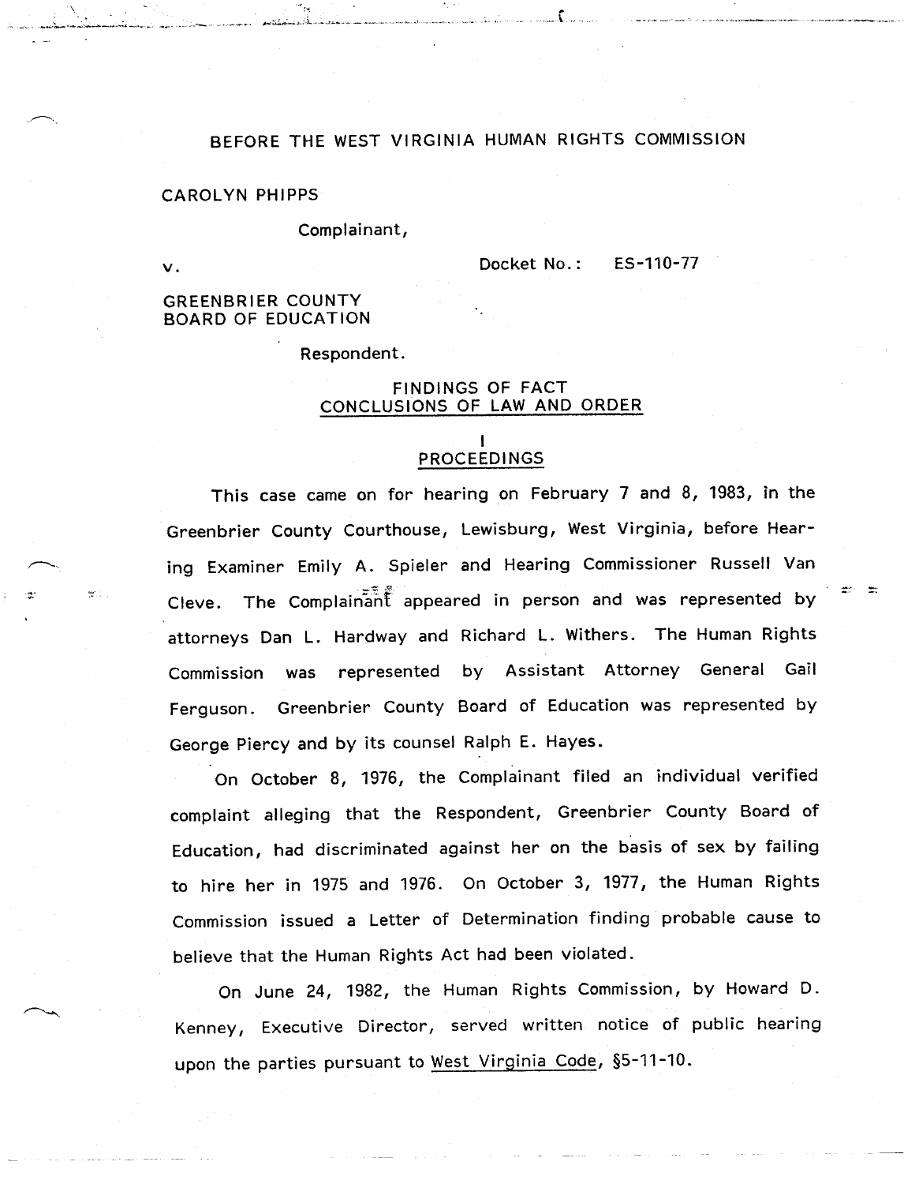# BEFORE THE WEST VIRGINIA HUMAN RIGHTS COMMISSION

CAROLYN PHIPPS

Complainant,

v. Docket No.: ES-110-77

GREENBRIER COUNTY
BOARD OF EDUCATION

Respondent.

## FINDINGS OF FACT
## CONCLUSIONS OF LAW AND ORDER

## I
## PROCEEDINGS

This case came on for hearing on February 7 and 8, 1983, in the Greenbrier County Courthouse, Lewisburg, West Virginia, before Hearing Examiner Emily A. Spieler and Hearing Commissioner Russell Van Cleve. The Complainant appeared in person and was represented by attorneys Dan L. Hardway and Richard L. Withers. The Human Rights Commission was represented by Assistant Attorney General Gail Ferguson. Greenbrier County Board of Education was represented by George Piercy and by its counsel Ralph E. Hayes.

On October 8, 1976, the Complainant filed an individual verified complaint alleging that the Respondent, Greenbrier County Board of Education, had discriminated against her on the basis of sex by failing to hire her in 1975 and 1976. On October 3, 1977, the Human Rights Commission issued a Letter of Determination finding probable cause to believe that the Human Rights Act had been violated.

On June 24, 1982, the Human Rights Commission, by Howard D. Kenney, Executive Director, served written notice of public hearing upon the parties pursuant to West Virginia Code, §5-11-10.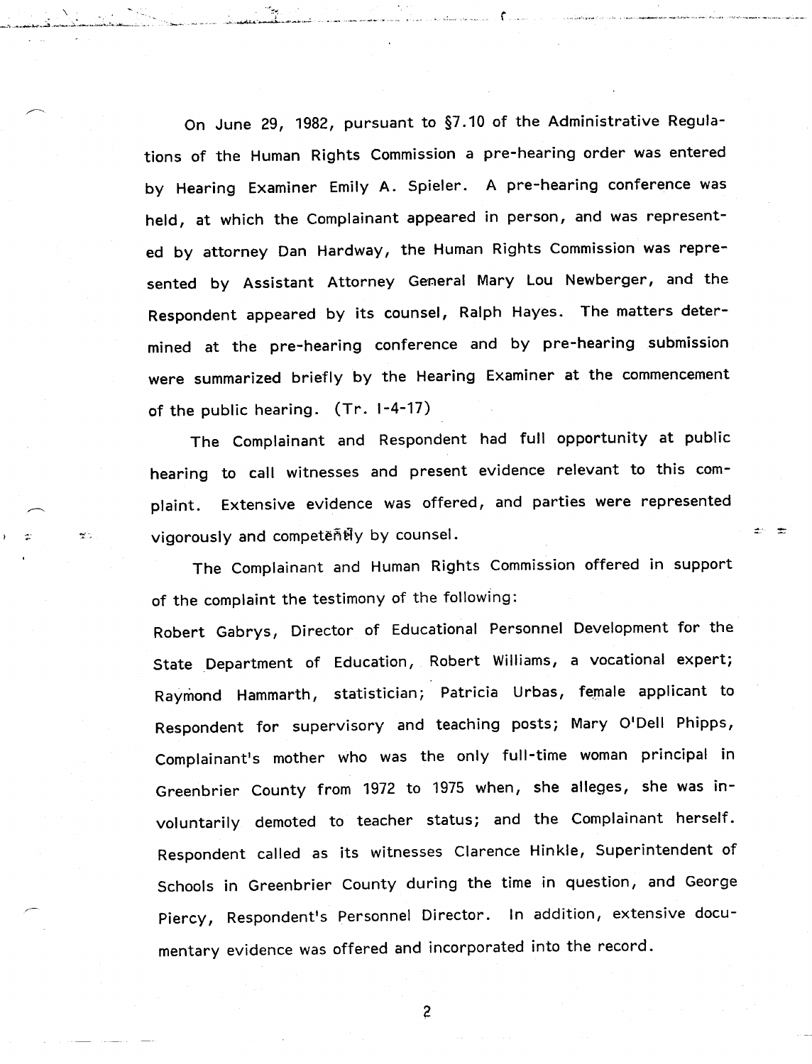On June 29, 1982, pursuant to §7.10 of the Administrative Regulations of the Human Rights Commission a pre-hearing order was entered by Hearing Examiner Emily A. Spieler. A pre-hearing conference was held, at which the Complainant appeared in person, and was represented by attorney Dan Hardway, the Human Rights Commission was represented by Assistant Attorney General Mary Lou Newberger, and the Respondent appeared by its counsel, Ralph Hayes. The matters determined at the pre-hearing conference and by pre-hearing submission were summarized briefly by the Hearing Examiner at the commencement of the public hearing. (Tr. I-4-17)

The Complainant and Respondent had full opportunity at public hearing to call witnesses and present evidence relevant to this complaint. Extensive evidence was offered, and parties were represented vigorously and competently by counsel.

The Complainant and Human Rights Commission offered in support of the complaint the testimony of the following:

Robert Gabrys, Director of Educational Personnel Development for the State Department of Education, Robert Williams, a vocational expert; Raymond Hammarth, statistician; Patricia Urbas, female applicant to Respondent for supervisory and teaching posts; Mary O'Dell Phipps, Complainant's mother who was the only full-time woman principal in Greenbrier County from 1972 to 1975 when, she alleges, she was involuntarily demoted to teacher status; and the Complainant herself. Respondent called as its witnesses Clarence Hinkle, Superintendent of Schools in Greenbrier County during the time in question, and George Piercy, Respondent's Personnel Director. In addition, extensive documentary evidence was offered and incorporated into the record.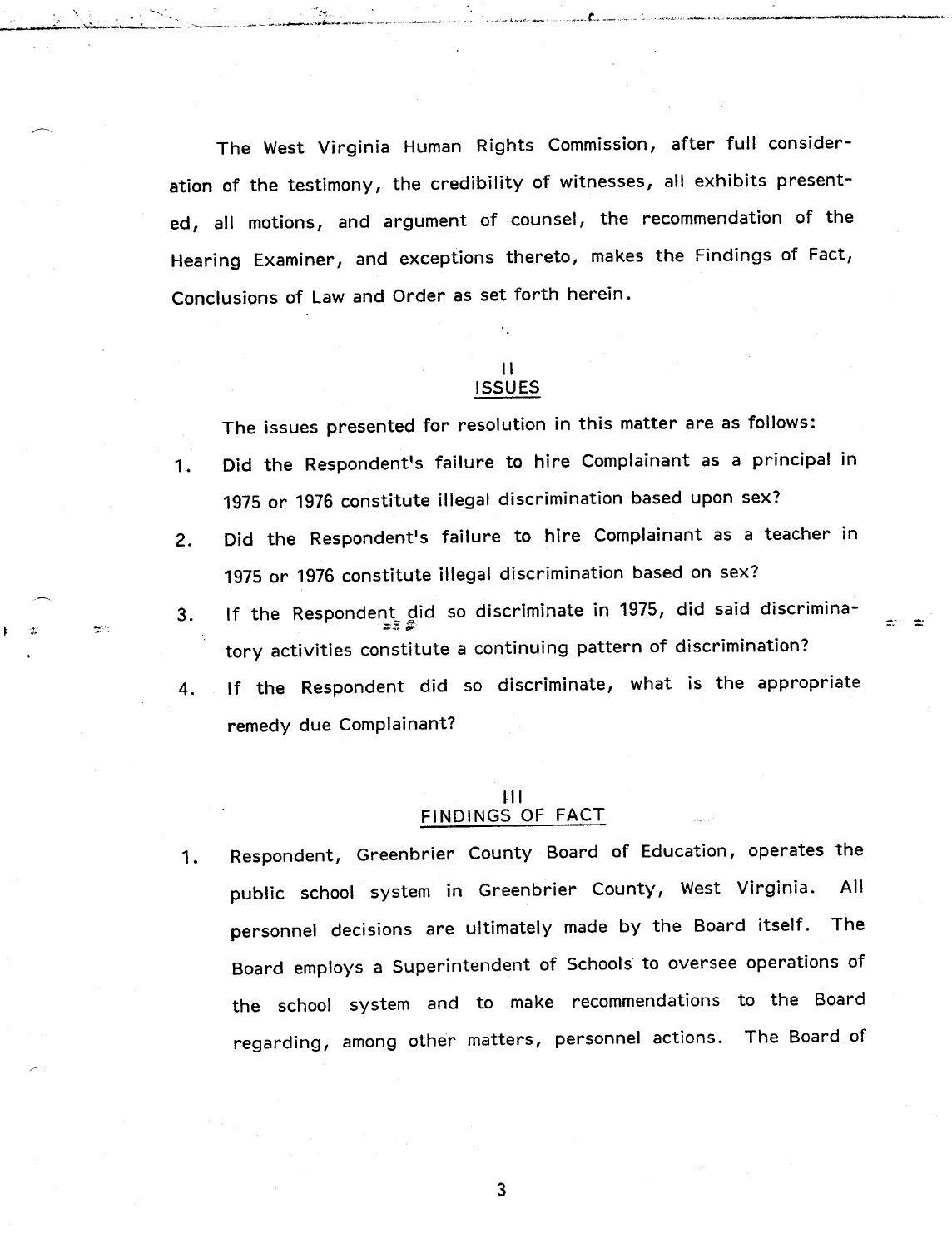The West Virginia Human Rights Commission, after full consideration of the testimony, the credibility of witnesses, all exhibits presented, all motions, and argument of counsel, the recommendation of the Hearing Examiner, and exceptions thereto, makes the Findings of Fact, Conclusions of Law and Order as set forth herein.

## II
## ISSUES

The issues presented for resolution in this matter are as follows:

1. Did the Respondent's failure to hire Complainant as a principal in 1975 or 1976 constitute illegal discrimination based upon sex?
2. Did the Respondent's failure to hire Complainant as a teacher in 1975 or 1976 constitute illegal discrimination based on sex?
3. If the Respondent did so discriminate in 1975, did said discriminatory activities constitute a continuing pattern of discrimination?
4. If the Respondent did so discriminate, what is the appropriate remedy due Complainant?

## III
## FINDINGS OF FACT

1. Respondent, Greenbrier County Board of Education, operates the public school system in Greenbrier County, West Virginia. All personnel decisions are ultimately made by the Board itself. The Board employs a Superintendent of Schools to oversee operations of the school system and to make recommendations to the Board regarding, among other matters, personnel actions. The Board of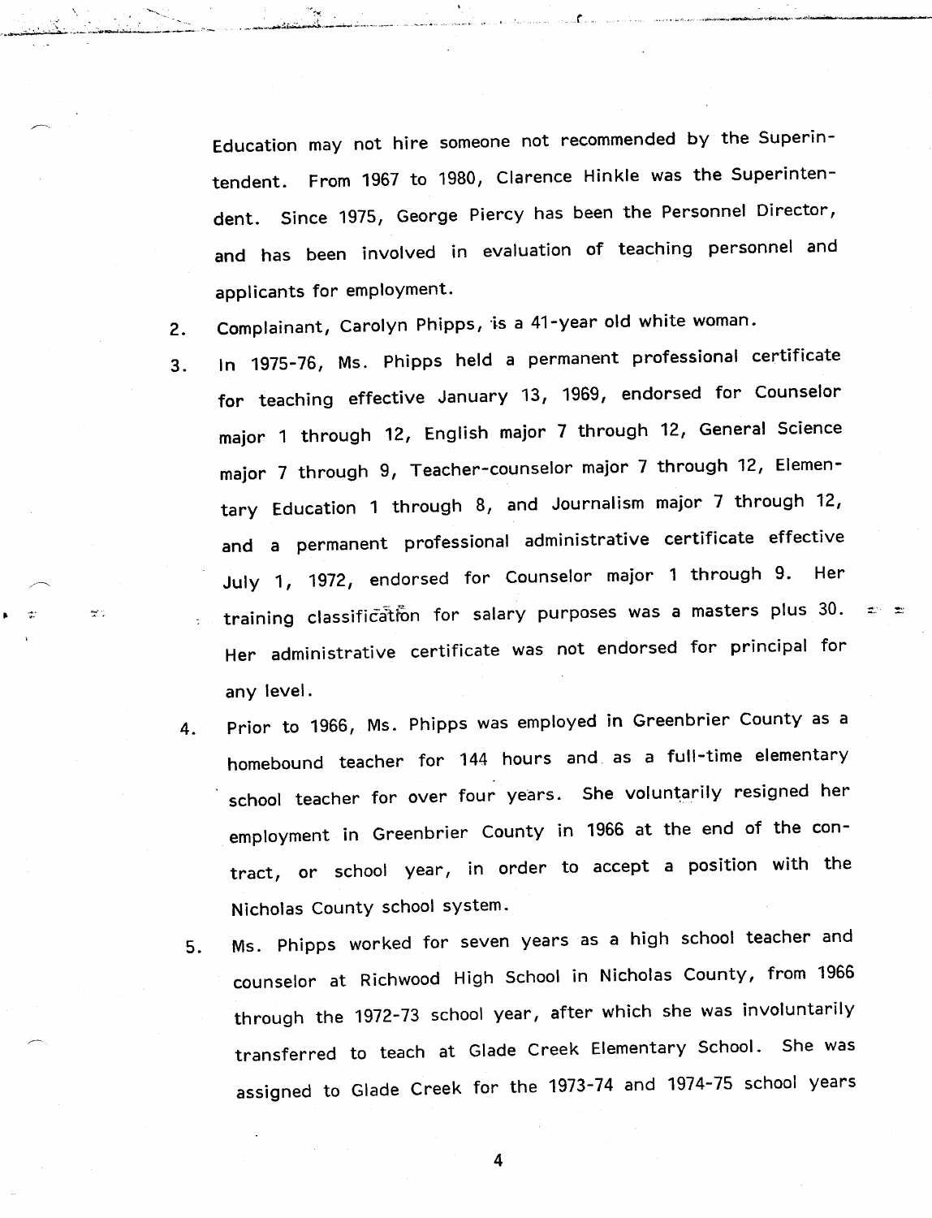Education may not hire someone not recommended by the Superintendent. From 1967 to 1980, Clarence Hinkle was the Superintendent. Since 1975, George Piercy has been the Personnel Director, and has been involved in evaluation of teaching personnel and applicants for employment.

2. Complainant, Carolyn Phipps, is a 41-year old white woman.

3. In 1975-76, Ms. Phipps held a permanent professional certificate for teaching effective January 13, 1969, endorsed for Counselor major 1 through 12, English major 7 through 12, General Science major 7 through 9, Teacher-counselor major 7 through 12, Elementary Education 1 through 8, and Journalism major 7 through 12, and a permanent professional administrative certificate effective July 1, 1972, endorsed for Counselor major 1 through 9. Her training classification for salary purposes was a masters plus 30. Her administrative certificate was not endorsed for principal for any level.

4. Prior to 1966, Ms. Phipps was employed in Greenbrier County as a homebound teacher for 144 hours and as a full-time elementary school teacher for over four years. She voluntarily resigned her employment in Greenbrier County in 1966 at the end of the contract, or school year, in order to accept a position with the Nicholas County school system.

5. Ms. Phipps worked for seven years as a high school teacher and counselor at Richwood High School in Nicholas County, from 1966 through the 1972-73 school year, after which she was involuntarily transferred to teach at Glade Creek Elementary School. She was assigned to Glade Creek for the 1973-74 and 1974-75 school years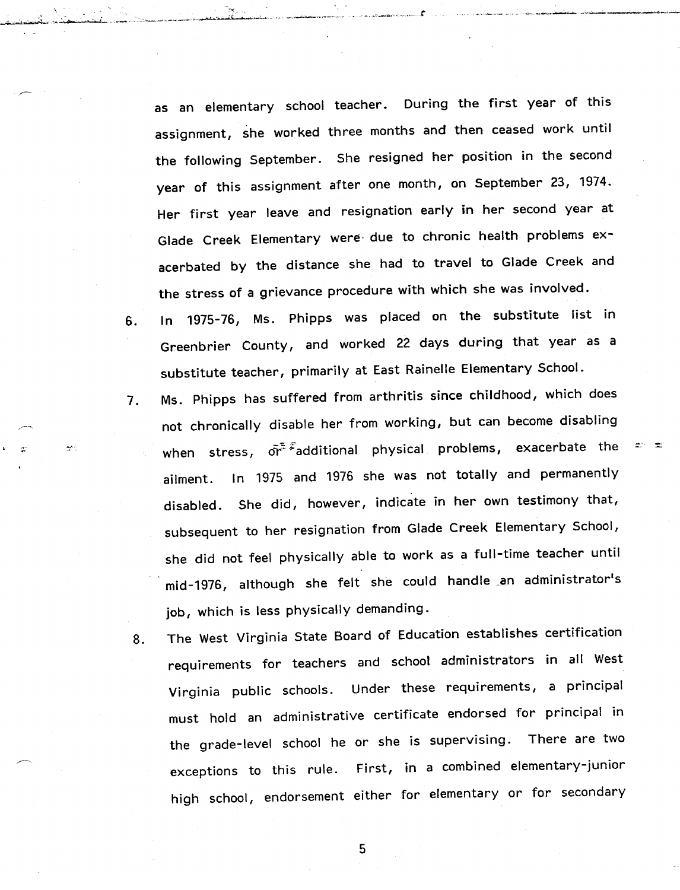as an elementary school teacher. During the first year of this assignment, she worked three months and then ceased work until the following September. She resigned her position in the second year of this assignment after one month, on September 23, 1974. Her first year leave and resignation early in her second year at Glade Creek Elementary were due to chronic health problems exacerbated by the distance she had to travel to Glade Creek and the stress of a grievance procedure with which she was involved.

6. In 1975-76, Ms. Phipps was placed on the substitute list in Greenbrier County, and worked 22 days during that year as a substitute teacher, primarily at East Rainelle Elementary School.

7. Ms. Phipps has suffered from arthritis since childhood, which does not chronically disable her from working, but can become disabling when stress, or additional physical problems, exacerbate the ailment. In 1975 and 1976 she was not totally and permanently disabled. She did, however, indicate in her own testimony that, subsequent to her resignation from Glade Creek Elementary School, she did not feel physically able to work as a full-time teacher until mid-1976, although she felt she could handle an administrator's job, which is less physically demanding.

8. The West Virginia State Board of Education establishes certification requirements for teachers and school administrators in all West Virginia public schools. Under these requirements, a principal must hold an administrative certificate endorsed for principal in the grade-level school he or she is supervising. There are two exceptions to this rule. First, in a combined elementary-junior high school, endorsement either for elementary or for secondary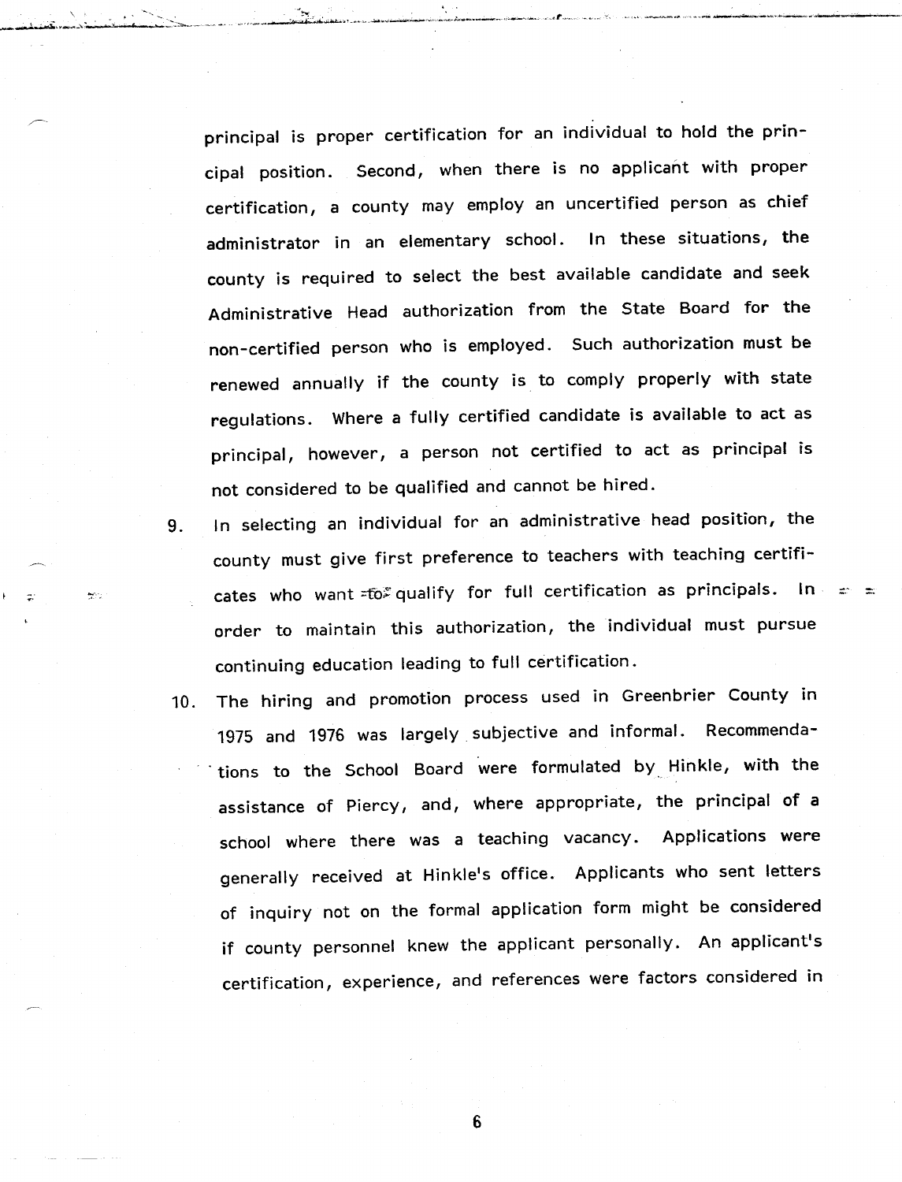principal is proper certification for an individual to hold the principal position. Second, when there is no applicant with proper certification, a county may employ an uncertified person as chief administrator in an elementary school. In these situations, the county is required to select the best available candidate and seek Administrative Head authorization from the State Board for the non-certified person who is employed. Such authorization must be renewed annually if the county is to comply properly with state regulations. Where a fully certified candidate is available to act as principal, however, a person not certified to act as principal is not considered to be qualified and cannot be hired.

9. In selecting an individual for an administrative head position, the county must give first preference to teachers with teaching certificates who want to qualify for full certification as principals. In order to maintain this authorization, the individual must pursue continuing education leading to full certification.

10. The hiring and promotion process used in Greenbrier County in 1975 and 1976 was largely subjective and informal. Recommendations to the School Board were formulated by Hinkle, with the assistance of Piercy, and, where appropriate, the principal of a school where there was a teaching vacancy. Applications were generally received at Hinkle's office. Applicants who sent letters of inquiry not on the formal application form might be considered if county personnel knew the applicant personally. An applicant's certification, experience, and references were factors considered in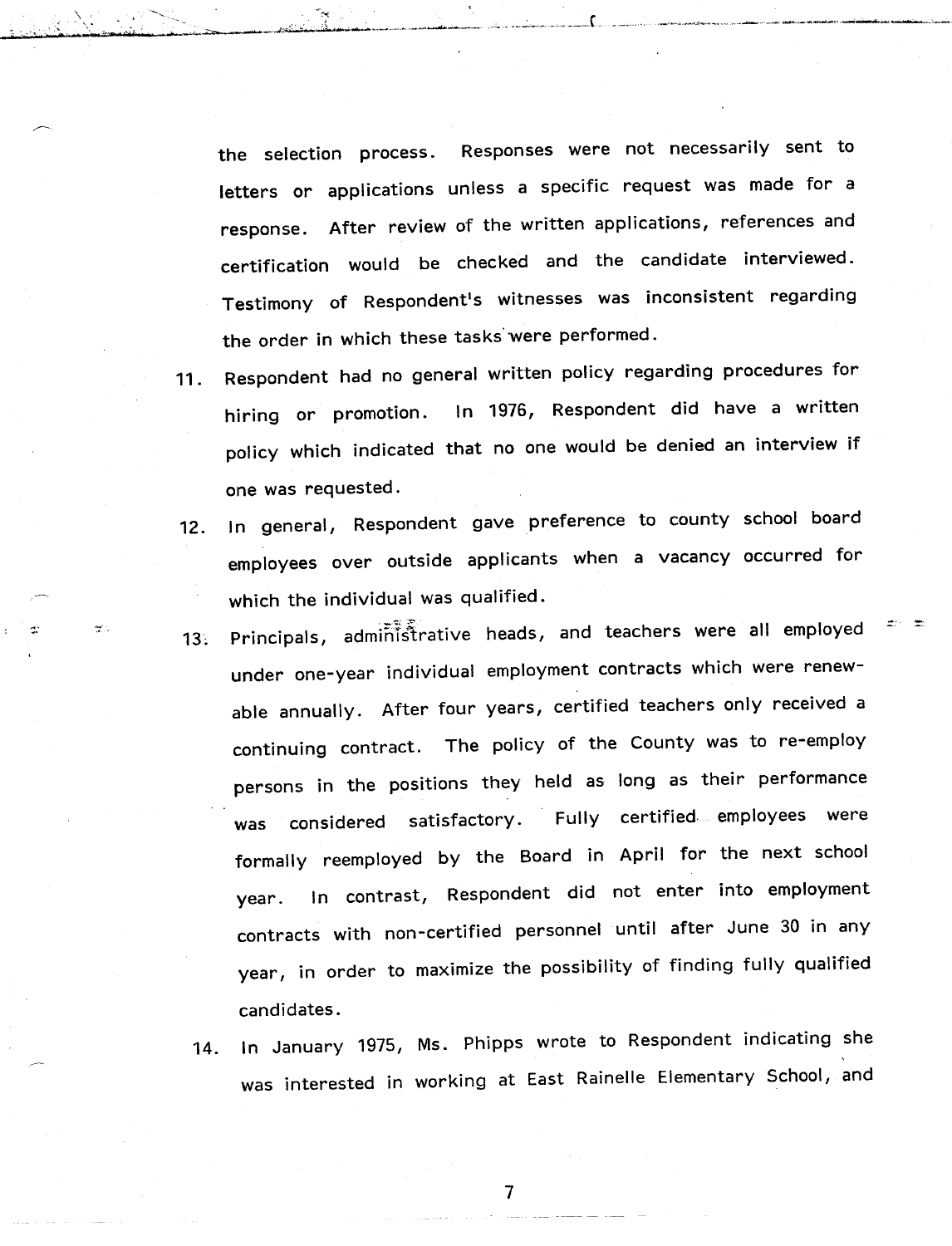the selection process. Responses were not necessarily sent to letters or applications unless a specific request was made for a response. After review of the written applications, references and certification would be checked and the candidate interviewed. Testimony of Respondent's witnesses was inconsistent regarding the order in which these tasks were performed.

11. Respondent had no general written policy regarding procedures for hiring or promotion. In 1976, Respondent did have a written policy which indicated that no one would be denied an interview if one was requested.

12. In general, Respondent gave preference to county school board employees over outside applicants when a vacancy occurred for which the individual was qualified.

13. Principals, administrative heads, and teachers were all employed under one-year individual employment contracts which were renewable annually. After four years, certified teachers only received a continuing contract. The policy of the County was to re-employ persons in the positions they held as long as their performance was considered satisfactory. Fully certified employees were formally reemployed by the Board in April for the next school year. In contrast, Respondent did not enter into employment contracts with non-certified personnel until after June 30 in any year, in order to maximize the possibility of finding fully qualified candidates.

14. In January 1975, Ms. Phipps wrote to Respondent indicating she was interested in working at East Rainelle Elementary School, and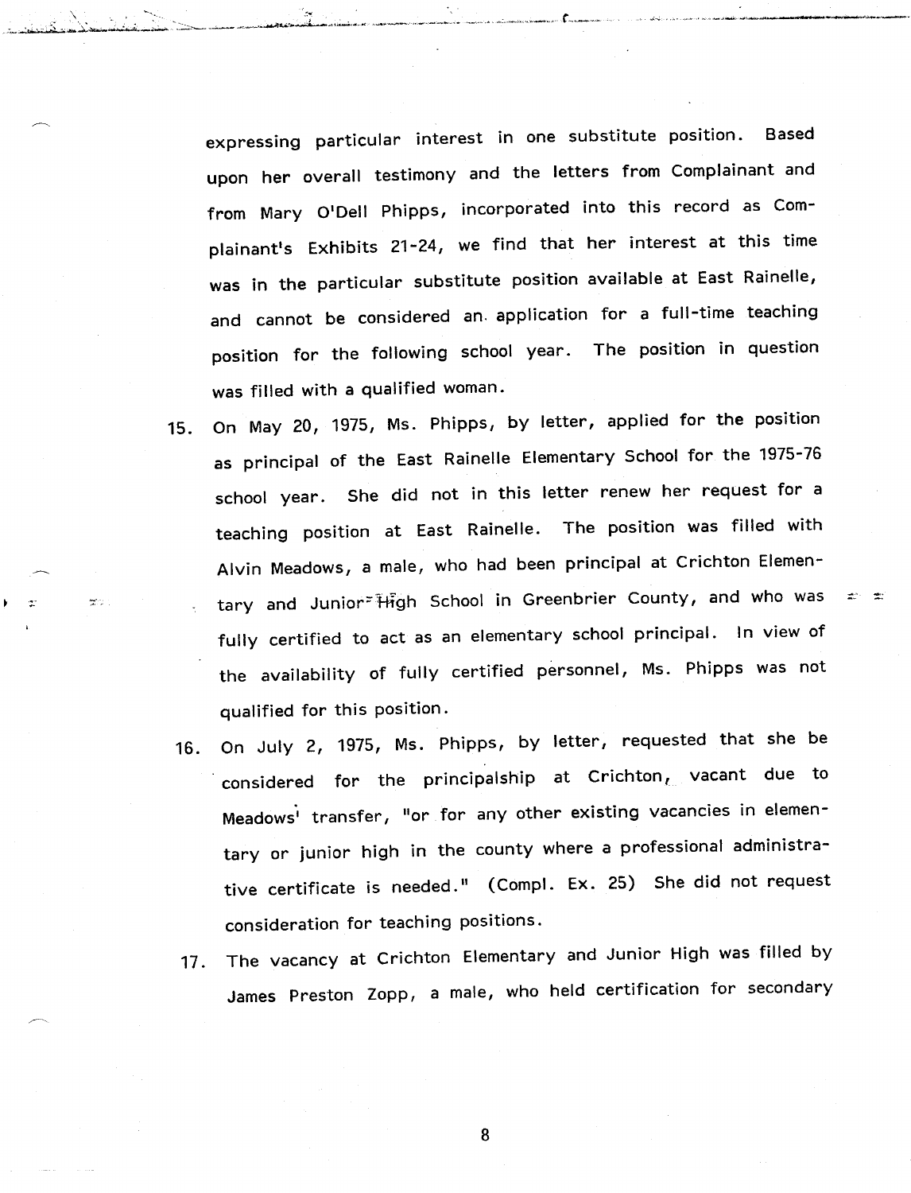expressing particular interest in one substitute position. Based upon her overall testimony and the letters from Complainant and from Mary O'Dell Phipps, incorporated into this record as Complainant's Exhibits 21-24, we find that her interest at this time was in the particular substitute position available at East Rainelle, and cannot be considered an application for a full-time teaching position for the following school year. The position in question was filled with a qualified woman.

15. On May 20, 1975, Ms. Phipps, by letter, applied for the position as principal of the East Rainelle Elementary School for the 1975-76 school year. She did not in this letter renew her request for a teaching position at East Rainelle. The position was filled with Alvin Meadows, a male, who had been principal at Crichton Elementary and Junior High School in Greenbrier County, and who was fully certified to act as an elementary school principal. In view of the availability of fully certified personnel, Ms. Phipps was not qualified for this position.

16. On July 2, 1975, Ms. Phipps, by letter, requested that she be considered for the principalship at Crichton, vacant due to Meadows' transfer, "or for any other existing vacancies in elementary or junior high in the county where a professional administrative certificate is needed." (Compl. Ex. 25) She did not request consideration for teaching positions.

17. The vacancy at Crichton Elementary and Junior High was filled by James Preston Zopp, a male, who held certification for secondary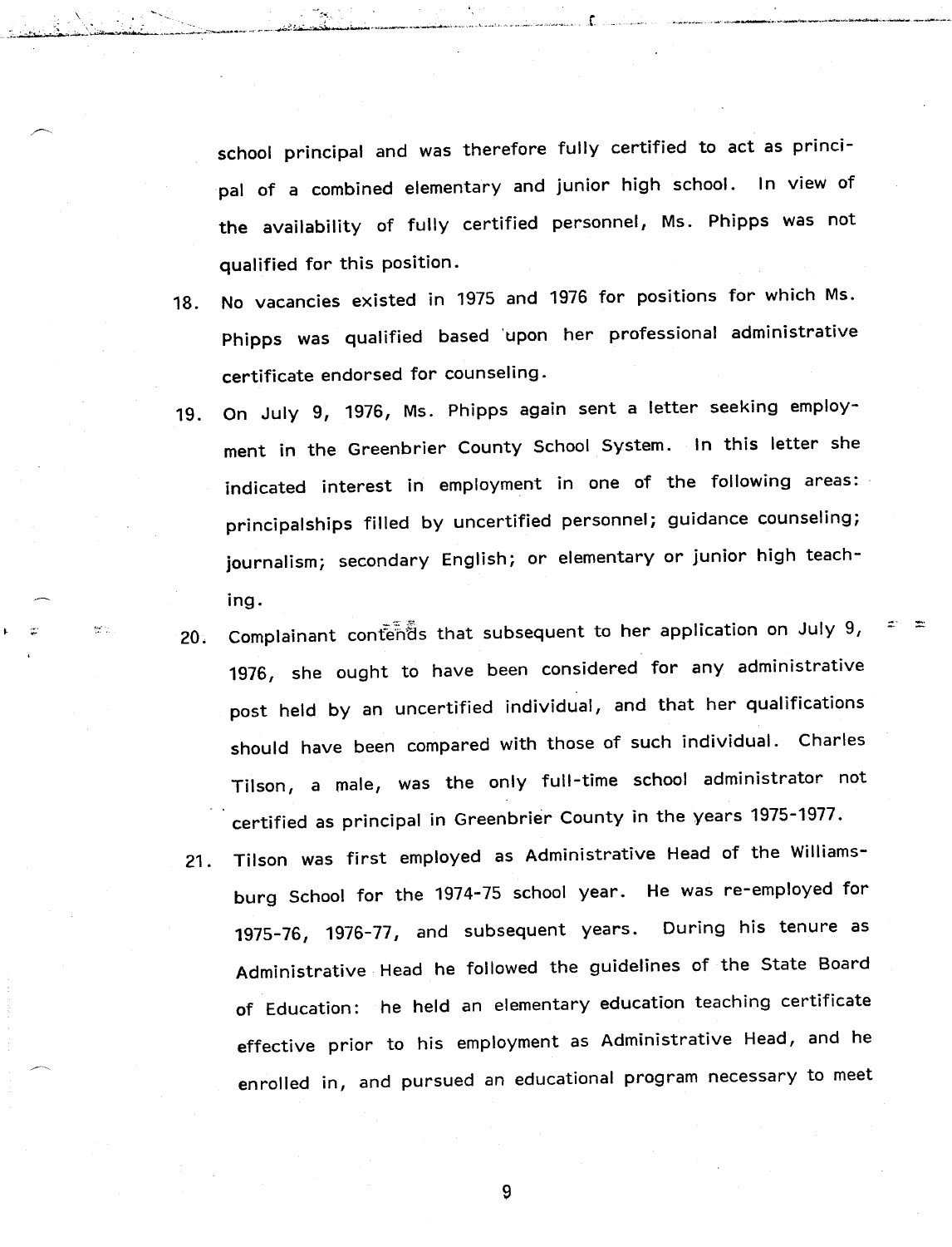school principal and was therefore fully certified to act as principal of a combined elementary and junior high school. In view of the availability of fully certified personnel, Ms. Phipps was not qualified for this position.

18. No vacancies existed in 1975 and 1976 for positions for which Ms. Phipps was qualified based upon her professional administrative certificate endorsed for counseling.

19. On July 9, 1976, Ms. Phipps again sent a letter seeking employment in the Greenbrier County School System. In this letter she indicated interest in employment in one of the following areas: principalships filled by uncertified personnel; guidance counseling; journalism; secondary English; or elementary or junior high teaching.

20. Complainant contends that subsequent to her application on July 9, 1976, she ought to have been considered for any administrative post held by an uncertified individual, and that her qualifications should have been compared with those of such individual. Charles Tilson, a male, was the only full-time school administrator not certified as principal in Greenbrier County in the years 1975-1977.

21. Tilson was first employed as Administrative Head of the Williamsburg School for the 1974-75 school year. He was re-employed for 1975-76, 1976-77, and subsequent years. During his tenure as Administrative Head he followed the guidelines of the State Board of Education: he held an elementary education teaching certificate effective prior to his employment as Administrative Head, and he enrolled in, and pursued an educational program necessary to meet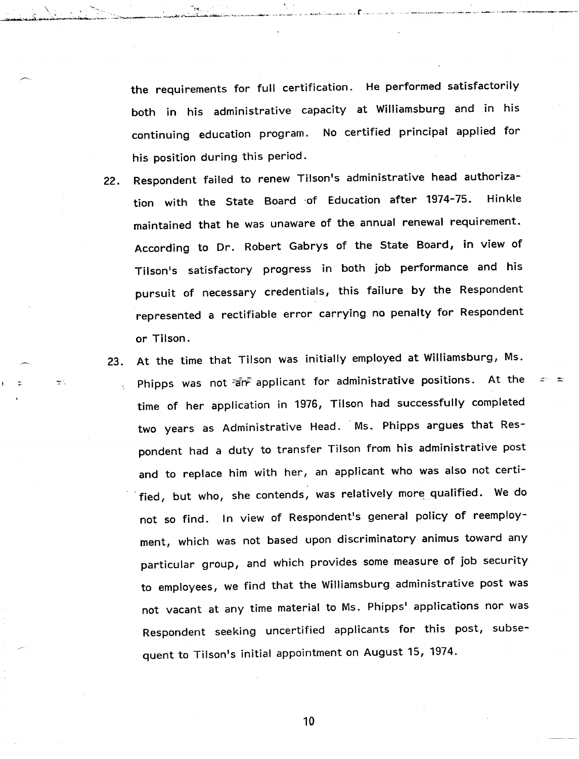the requirements for full certification. He performed satisfactorily both in his administrative capacity at Williamsburg and in his continuing education program. No certified principal applied for his position during this period.

22. Respondent failed to renew Tilson's administrative head authorization with the State Board of Education after 1974-75. Hinkle maintained that he was unaware of the annual renewal requirement. According to Dr. Robert Gabrys of the State Board, in view of Tilson's satisfactory progress in both job performance and his pursuit of necessary credentials, this failure by the Respondent represented a rectifiable error carrying no penalty for Respondent or Tilson.

23. At the time that Tilson was initially employed at Williamsburg, Ms. Phipps was not an applicant for administrative positions. At the time of her application in 1976, Tilson had successfully completed two years as Administrative Head. Ms. Phipps argues that Respondent had a duty to transfer Tilson from his administrative post and to replace him with her, an applicant who was also not certified, but who, she contends, was relatively more qualified. We do not so find. In view of Respondent's general policy of reemployment, which was not based upon discriminatory animus toward any particular group, and which provides some measure of job security to employees, we find that the Williamsburg administrative post was not vacant at any time material to Ms. Phipps' applications nor was Respondent seeking uncertified applicants for this post, subsequent to Tilson's initial appointment on August 15, 1974.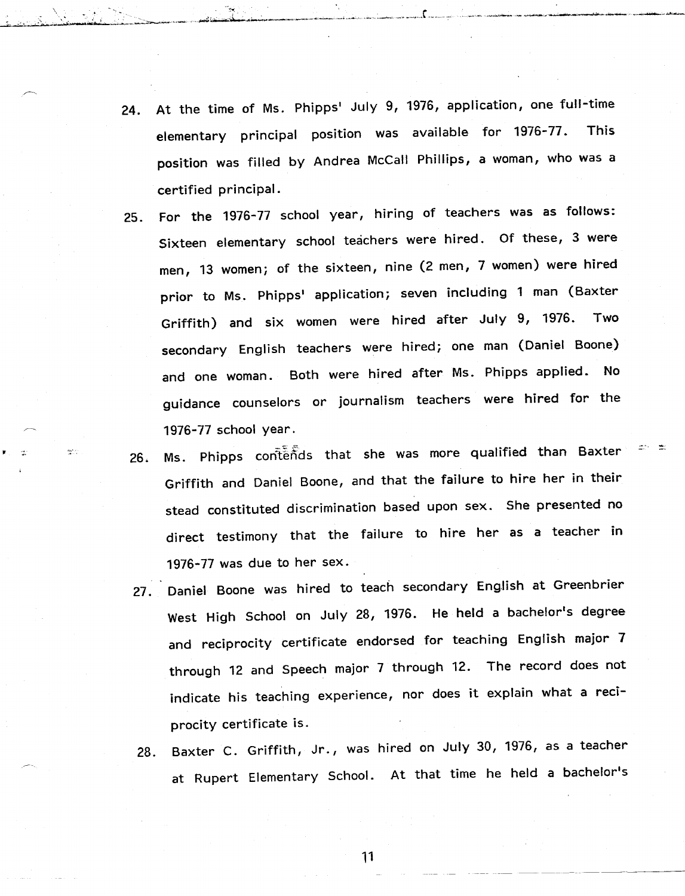24. At the time of Ms. Phipps' July 9, 1976, application, one full-time elementary principal position was available for 1976-77. This position was filled by Andrea McCall Phillips, a woman, who was a certified principal.

25. For the 1976-77 school year, hiring of teachers was as follows: Sixteen elementary school teachers were hired. Of these, 3 were men, 13 women; of the sixteen, nine (2 men, 7 women) were hired prior to Ms. Phipps' application; seven including 1 man (Baxter Griffith) and six women were hired after July 9, 1976. Two secondary English teachers were hired; one man (Daniel Boone) and one woman. Both were hired after Ms. Phipps applied. No guidance counselors or journalism teachers were hired for the 1976-77 school year.

26. Ms. Phipps contends that she was more qualified than Baxter Griffith and Daniel Boone, and that the failure to hire her in their stead constituted discrimination based upon sex. She presented no direct testimony that the failure to hire her as a teacher in 1976-77 was due to her sex.

27. Daniel Boone was hired to teach secondary English at Greenbrier West High School on July 28, 1976. He held a bachelor's degree and reciprocity certificate endorsed for teaching English major 7 through 12 and Speech major 7 through 12. The record does not indicate his teaching experience, nor does it explain what a reciprocity certificate is.

28. Baxter C. Griffith, Jr., was hired on July 30, 1976, as a teacher at Rupert Elementary School. At that time he held a bachelor's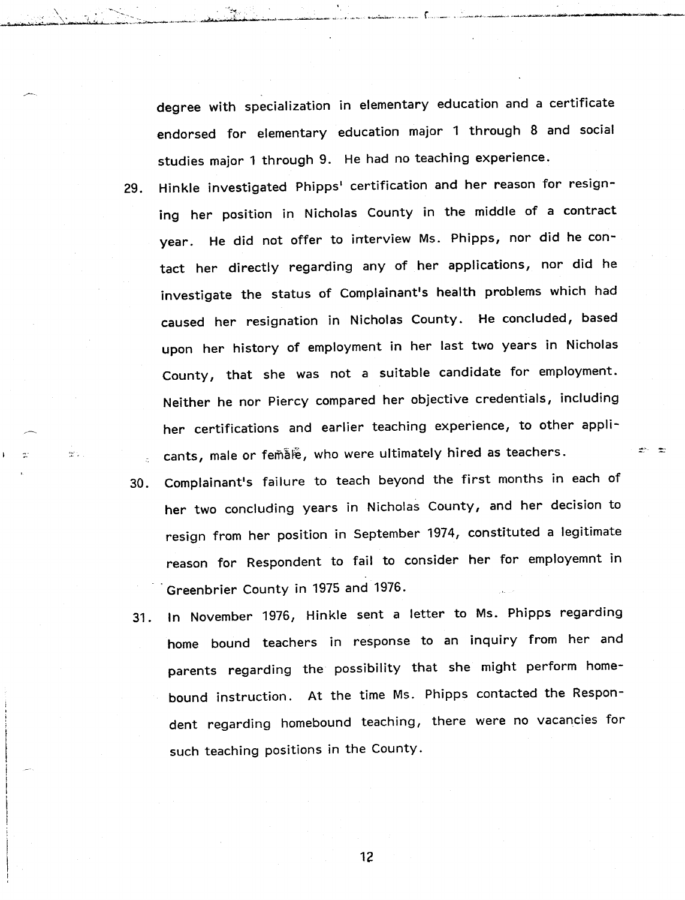degree with specialization in elementary education and a certificate endorsed for elementary education major 1 through 8 and social studies major 1 through 9. He had no teaching experience.

29. Hinkle investigated Phipps' certification and her reason for resigning her position in Nicholas County in the middle of a contract year. He did not offer to interview Ms. Phipps, nor did he contact her directly regarding any of her applications, nor did he investigate the status of Complainant's health problems which had caused her resignation in Nicholas County. He concluded, based upon her history of employment in her last two years in Nicholas County, that she was not a suitable candidate for employment. Neither he nor Piercy compared her objective credentials, including her certifications and earlier teaching experience, to other applicants, male or female, who were ultimately hired as teachers.

30. Complainant's failure to teach beyond the first months in each of her two concluding years in Nicholas County, and her decision to resign from her position in September 1974, constituted a legitimate reason for Respondent to fail to consider her for employemnt in Greenbrier County in 1975 and 1976.

31. In November 1976, Hinkle sent a letter to Ms. Phipps regarding home bound teachers in response to an inquiry from her and parents regarding the possibility that she might perform homebound instruction. At the time Ms. Phipps contacted the Respondent regarding homebound teaching, there were no vacancies for such teaching positions in the County.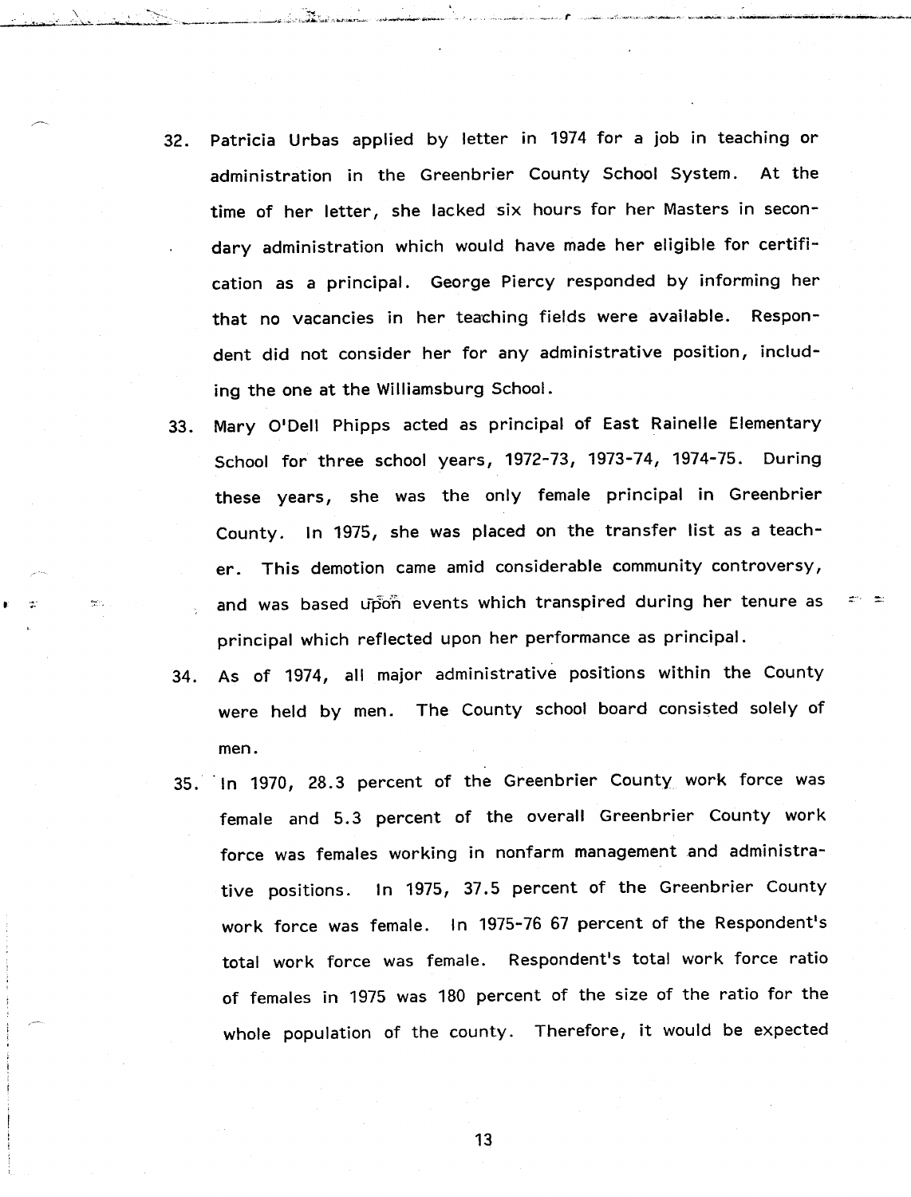32. Patricia Urbas applied by letter in 1974 for a job in teaching or administration in the Greenbrier County School System. At the time of her letter, she lacked six hours for her Masters in secondary administration which would have made her eligible for certification as a principal. George Piercy responded by informing her that no vacancies in her teaching fields were available. Respondent did not consider her for any administrative position, including the one at the Williamsburg School.

33. Mary O'Dell Phipps acted as principal of East Rainelle Elementary School for three school years, 1972-73, 1973-74, 1974-75. During these years, she was the only female principal in Greenbrier County. In 1975, she was placed on the transfer list as a teacher. This demotion came amid considerable community controversy, and was based upon events which transpired during her tenure as principal which reflected upon her performance as principal.

34. As of 1974, all major administrative positions within the County were held by men. The County school board consisted solely of men.

35. In 1970, 28.3 percent of the Greenbrier County work force was female and 5.3 percent of the overall Greenbrier County work force was females working in nonfarm management and administrative positions. In 1975, 37.5 percent of the Greenbrier County work force was female. In 1975-76 67 percent of the Respondent's total work force was female. Respondent's total work force ratio of females in 1975 was 180 percent of the size of the ratio for the whole population of the county. Therefore, it would be expected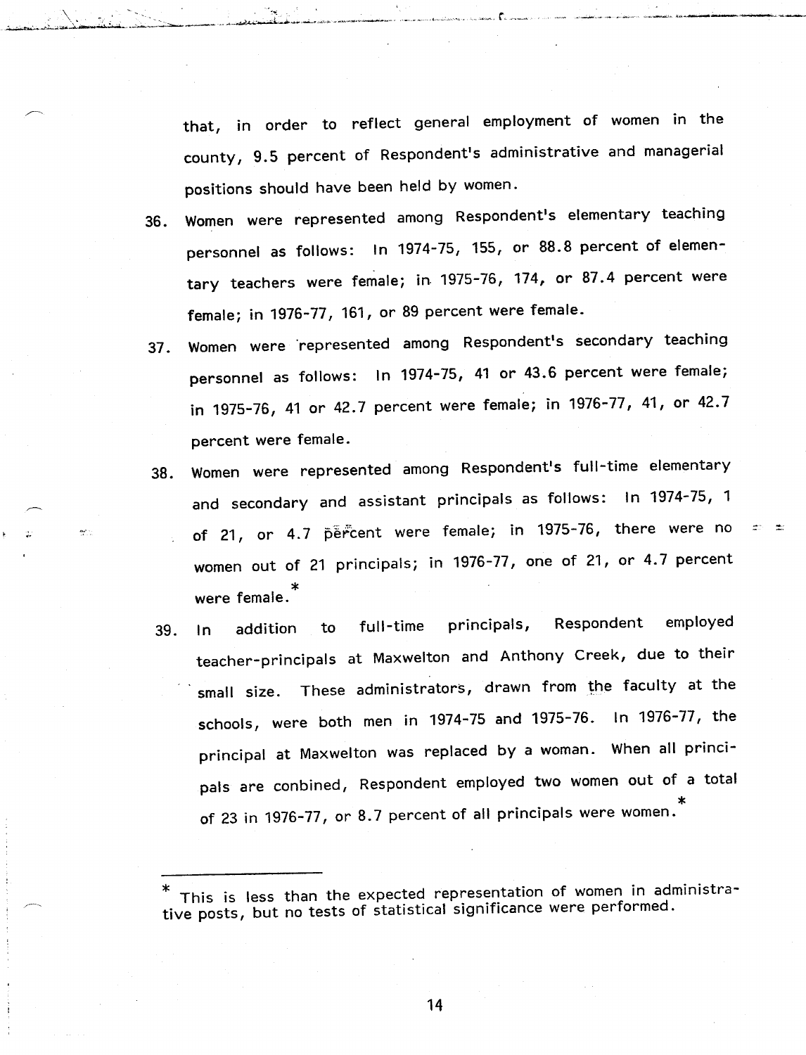that, in order to reflect general employment of women in the county, 9.5 percent of Respondent's administrative and managerial positions should have been held by women.

36. Women were represented among Respondent's elementary teaching personnel as follows: In 1974-75, 155, or 88.8 percent of elementary teachers were female; in 1975-76, 174, or 87.4 percent were female; in 1976-77, 161, or 89 percent were female.

37. Women were represented among Respondent's secondary teaching personnel as follows: In 1974-75, 41 or 43.6 percent were female; in 1975-76, 41 or 42.7 percent were female; in 1976-77, 41, or 42.7 percent were female.

38. Women were represented among Respondent's full-time elementary and secondary and assistant principals as follows: In 1974-75, 1 of 21, or 4.7 percent were female; in 1975-76, there were no women out of 21 principals; in 1976-77, one of 21, or 4.7 percent were female.*

39. In addition to full-time principals, Respondent employed teacher-principals at Maxwelton and Anthony Creek, due to their small size. These administrators, drawn from the faculty at the schools, were both men in 1974-75 and 1975-76. In 1976-77, the principal at Maxwelton was replaced by a woman. When all principals are conbined, Respondent employed two women out of a total of 23 in 1976-77, or 8.7 percent of all principals were women.*

---

* This is less than the expected representation of women in administrative posts, but no tests of statistical significance were performed.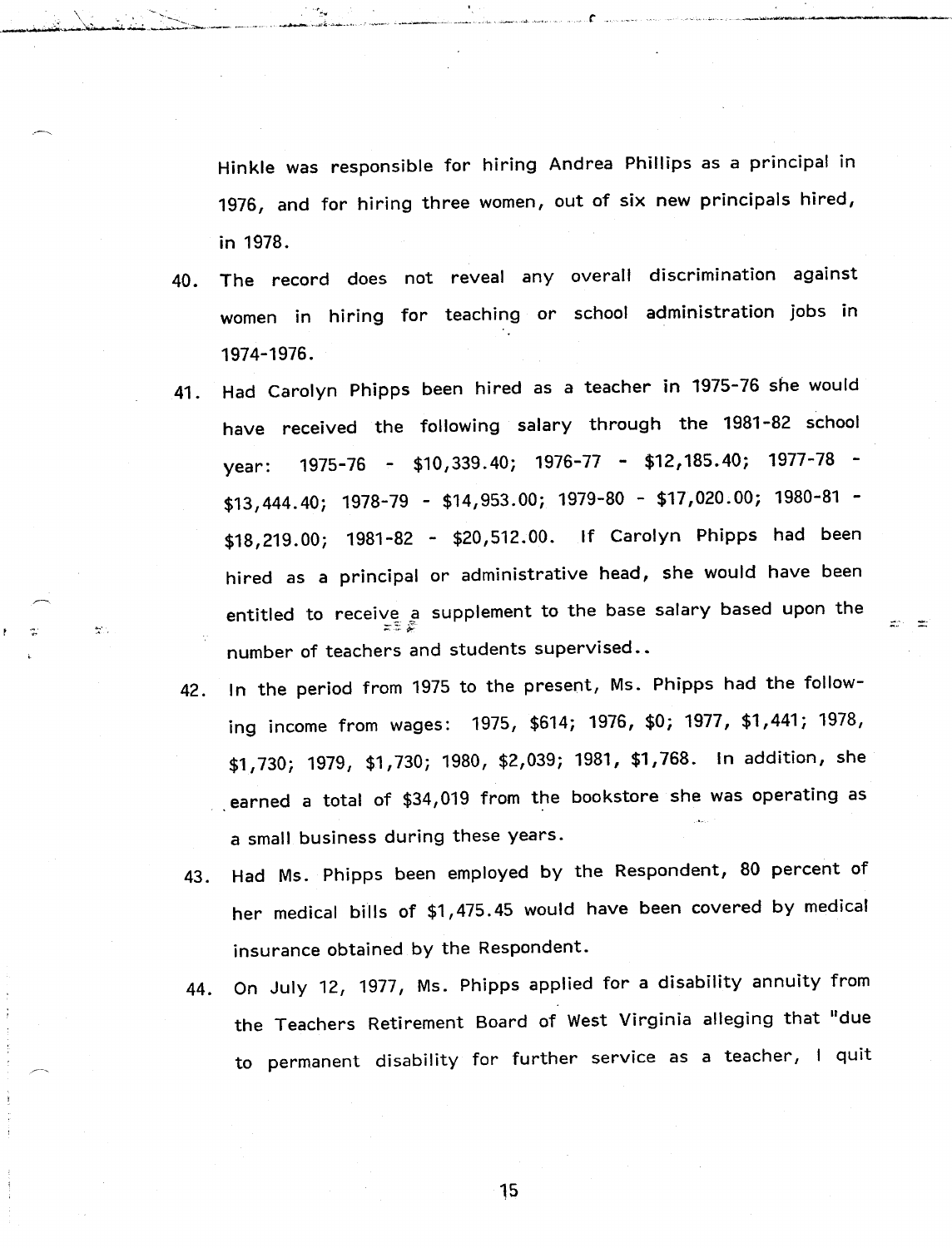Hinkle was responsible for hiring Andrea Phillips as a principal in 1976, and for hiring three women, out of six new principals hired, in 1978.

40. The record does not reveal any overall discrimination against women in hiring for teaching or school administration jobs in 1974-1976.

41. Had Carolyn Phipps been hired as a teacher in 1975-76 she would have received the following salary through the 1981-82 school year: 1975-76 - $10,339.40; 1976-77 - $12,185.40; 1977-78 - $13,444.40; 1978-79 - $14,953.00; 1979-80 - $17,020.00; 1980-81 - $18,219.00; 1981-82 - $20,512.00. If Carolyn Phipps had been hired as a principal or administrative head, she would have been entitled to receive a supplement to the base salary based upon the number of teachers and students supervised..

42. In the period from 1975 to the present, Ms. Phipps had the following income from wages: 1975, $614; 1976, $0; 1977, $1,441; 1978, $1,730; 1979, $1,730; 1980, $2,039; 1981, $1,768. In addition, she earned a total of $34,019 from the bookstore she was operating as a small business during these years.

43. Had Ms. Phipps been employed by the Respondent, 80 percent of her medical bills of $1,475.45 would have been covered by medical insurance obtained by the Respondent.

44. On July 12, 1977, Ms. Phipps applied for a disability annuity from the Teachers Retirement Board of West Virginia alleging that "due to permanent disability for further service as a teacher, I quit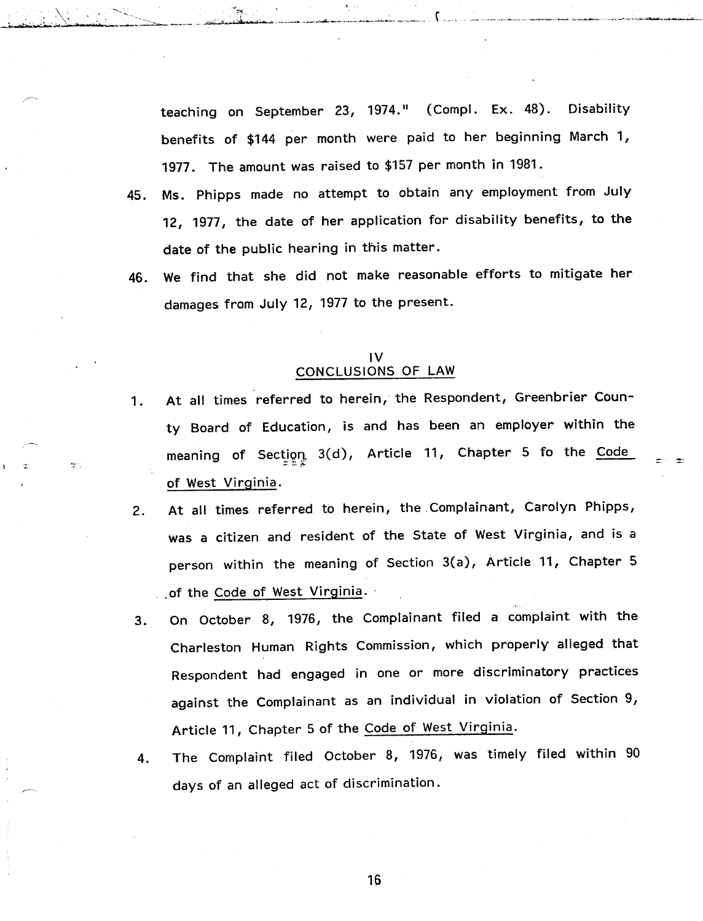teaching on September 23, 1974." (Compl. Ex. 48). Disability benefits of $144 per month were paid to her beginning March 1, 1977. The amount was raised to $157 per month in 1981.

45. Ms. Phipps made no attempt to obtain any employment from July 12, 1977, the date of her application for disability benefits, to the date of the public hearing in this matter.

46. We find that she did not make reasonable efforts to mitigate her damages from July 12, 1977 to the present.

## IV
## CONCLUSIONS OF LAW

1. At all times referred to herein, the Respondent, Greenbrier County Board of Education, is and has been an employer within the meaning of Section 3(d), Article 11, Chapter 5 fo the Code of West Virginia.

2. At all times referred to herein, the Complainant, Carolyn Phipps, was a citizen and resident of the State of West Virginia, and is a person within the meaning of Section 3(a), Article 11, Chapter 5 of the Code of West Virginia.

3. On October 8, 1976, the Complainant filed a complaint with the Charleston Human Rights Commission, which properly alleged that Respondent had engaged in one or more discriminatory practices against the Complainant as an individual in violation of Section 9, Article 11, Chapter 5 of the Code of West Virginia.

4. The Complaint filed October 8, 1976, was timely filed within 90 days of an alleged act of discrimination.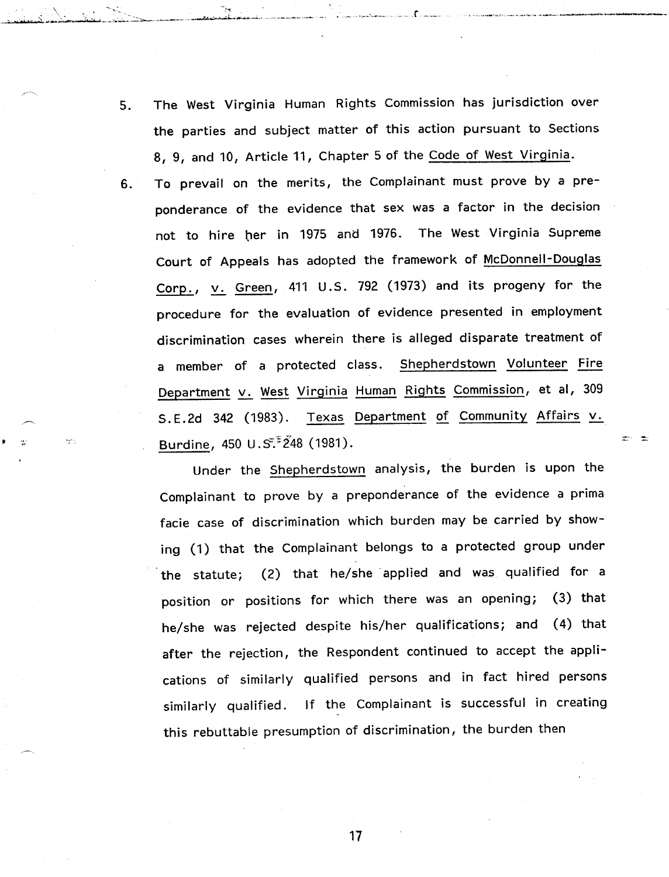5. The West Virginia Human Rights Commission has jurisdiction over the parties and subject matter of this action pursuant to Sections 8, 9, and 10, Article 11, Chapter 5 of the Code of West Virginia.

6. To prevail on the merits, the Complainant must prove by a preponderance of the evidence that sex was a factor in the decision not to hire her in 1975 and 1976. The West Virginia Supreme Court of Appeals has adopted the framework of McDonnell-Douglas Corp., v. Green, 411 U.S. 792 (1973) and its progeny for the procedure for the evaluation of evidence presented in employment discrimination cases wherein there is alleged disparate treatment of a member of a protected class. Shepherdstown Volunteer Fire Department v. West Virginia Human Rights Commission, et al, 309 S.E.2d 342 (1983). Texas Department of Community Affairs v. Burdine, 450 U.S. 248 (1981).

   Under the Shepherdstown analysis, the burden is upon the Complainant to prove by a preponderance of the evidence a prima facie case of discrimination which burden may be carried by showing (1) that the Complainant belongs to a protected group under the statute; (2) that he/she applied and was qualified for a position or positions for which there was an opening; (3) that he/she was rejected despite his/her qualifications; and (4) that after the rejection, the Respondent continued to accept the applications of similarly qualified persons and in fact hired persons similarly qualified. If the Complainant is successful in creating this rebuttable presumption of discrimination, the burden then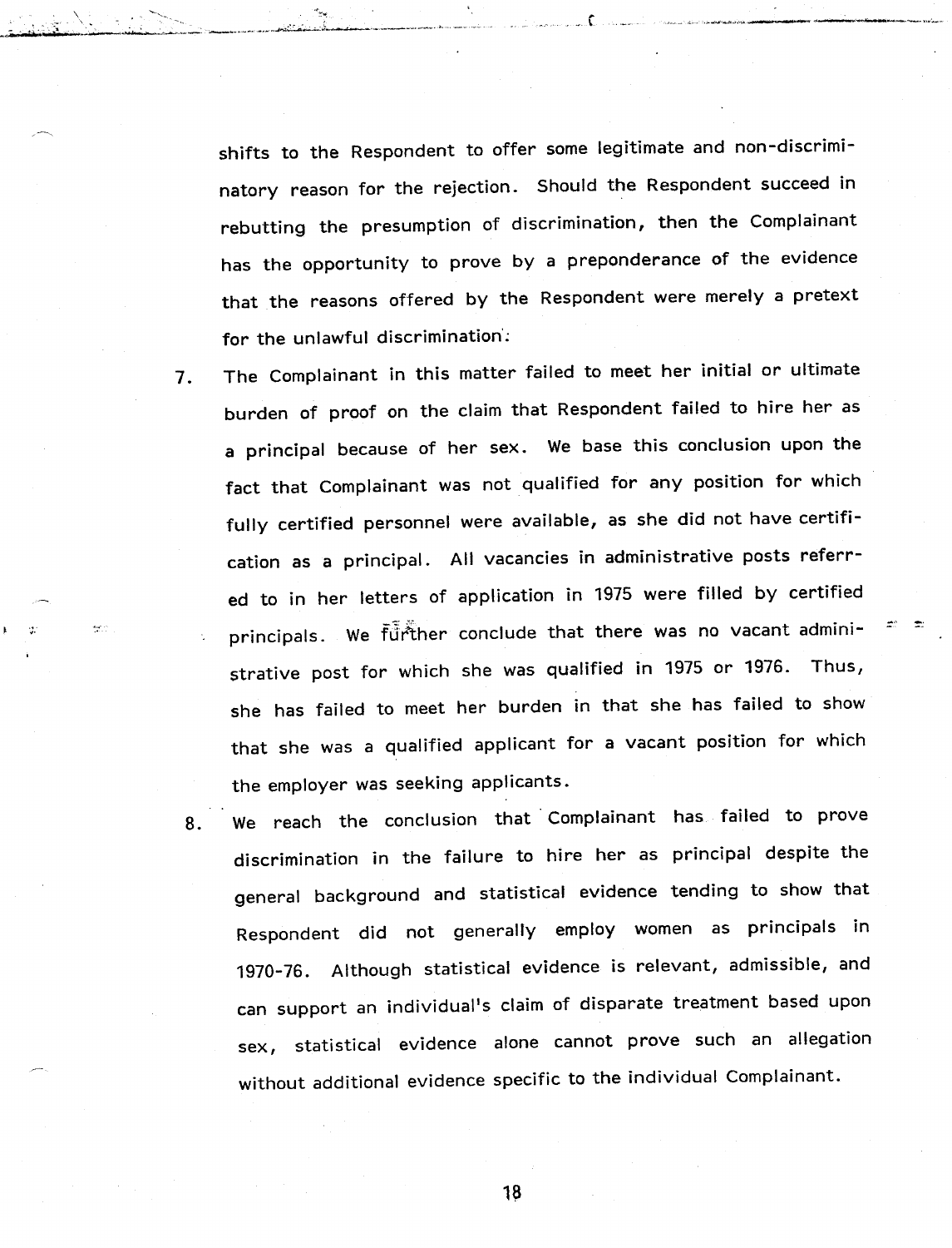shifts to the Respondent to offer some legitimate and non-discriminatory reason for the rejection. Should the Respondent succeed in rebutting the presumption of discrimination, then the Complainant has the opportunity to prove by a preponderance of the evidence that the reasons offered by the Respondent were merely a pretext for the unlawful discrimination.

7. The Complainant in this matter failed to meet her initial or ultimate burden of proof on the claim that Respondent failed to hire her as a principal because of her sex. We base this conclusion upon the fact that Complainant was not qualified for any position for which fully certified personnel were available, as she did not have certification as a principal. All vacancies in administrative posts referred to in her letters of application in 1975 were filled by certified principals. We further conclude that there was no vacant administrative post for which she was qualified in 1975 or 1976. Thus, she has failed to meet her burden in that she has failed to show that she was a qualified applicant for a vacant position for which the employer was seeking applicants.

8. We reach the conclusion that Complainant has failed to prove discrimination in the failure to hire her as principal despite the general background and statistical evidence tending to show that Respondent did not generally employ women as principals in 1970-76. Although statistical evidence is relevant, admissible, and can support an individual's claim of disparate treatment based upon sex, statistical evidence alone cannot prove such an allegation without additional evidence specific to the individual Complainant.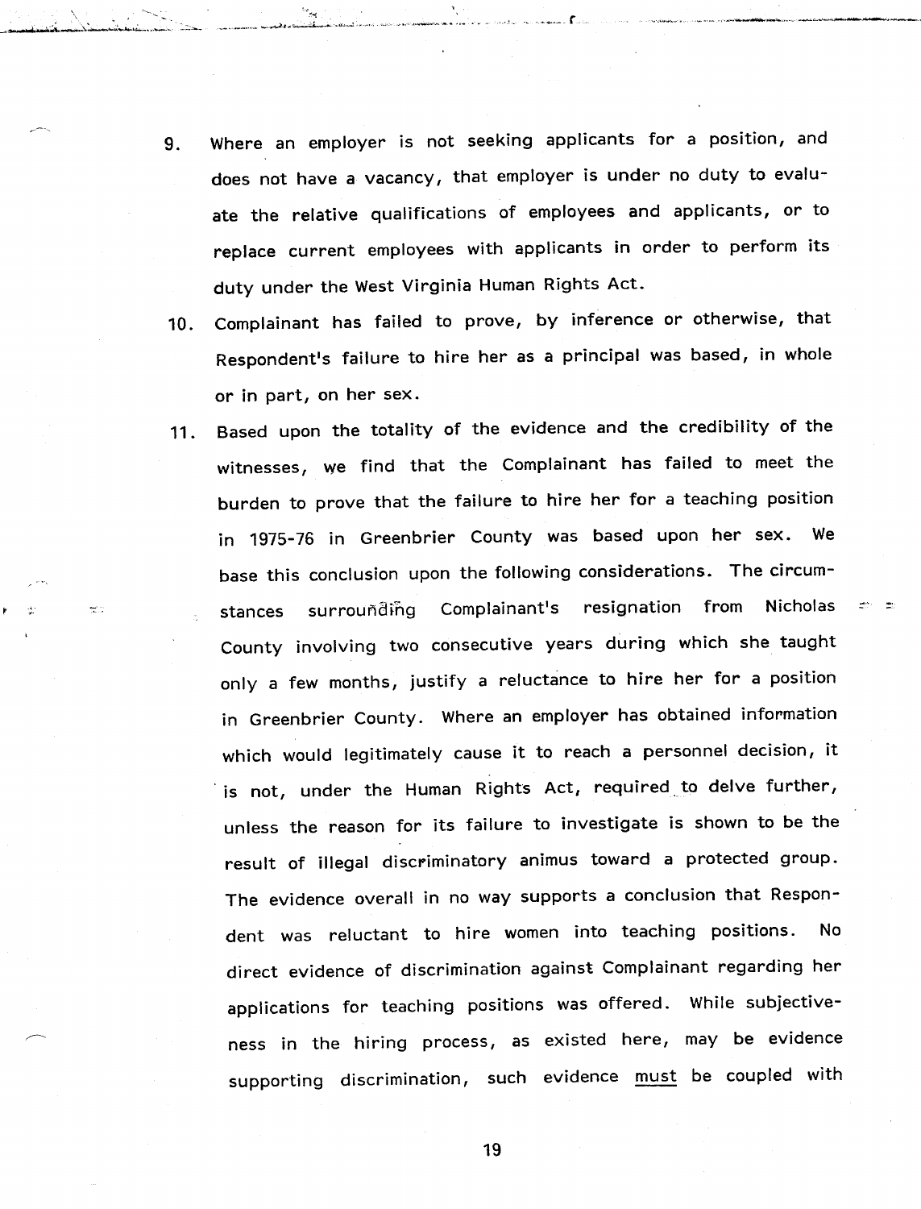9. Where an employer is not seeking applicants for a position, and does not have a vacancy, that employer is under no duty to evaluate the relative qualifications of employees and applicants, or to replace current employees with applicants in order to perform its duty under the West Virginia Human Rights Act.

10. Complainant has failed to prove, by inference or otherwise, that Respondent's failure to hire her as a principal was based, in whole or in part, on her sex.

11. Based upon the totality of the evidence and the credibility of the witnesses, we find that the Complainant has failed to meet the burden to prove that the failure to hire her for a teaching position in 1975-76 in Greenbrier County was based upon her sex. We base this conclusion upon the following considerations. The circumstances surrounding Complainant's resignation from Nicholas County involving two consecutive years during which she taught only a few months, justify a reluctance to hire her for a position in Greenbrier County. Where an employer has obtained information which would legitimately cause it to reach a personnel decision, it is not, under the Human Rights Act, required to delve further, unless the reason for its failure to investigate is shown to be the result of illegal discriminatory animus toward a protected group. The evidence overall in no way supports a conclusion that Respondent was reluctant to hire women into teaching positions. No direct evidence of discrimination against Complainant regarding her applications for teaching positions was offered. While subjectiveness in the hiring process, as existed here, may be evidence supporting discrimination, such evidence <u>must</u> be coupled with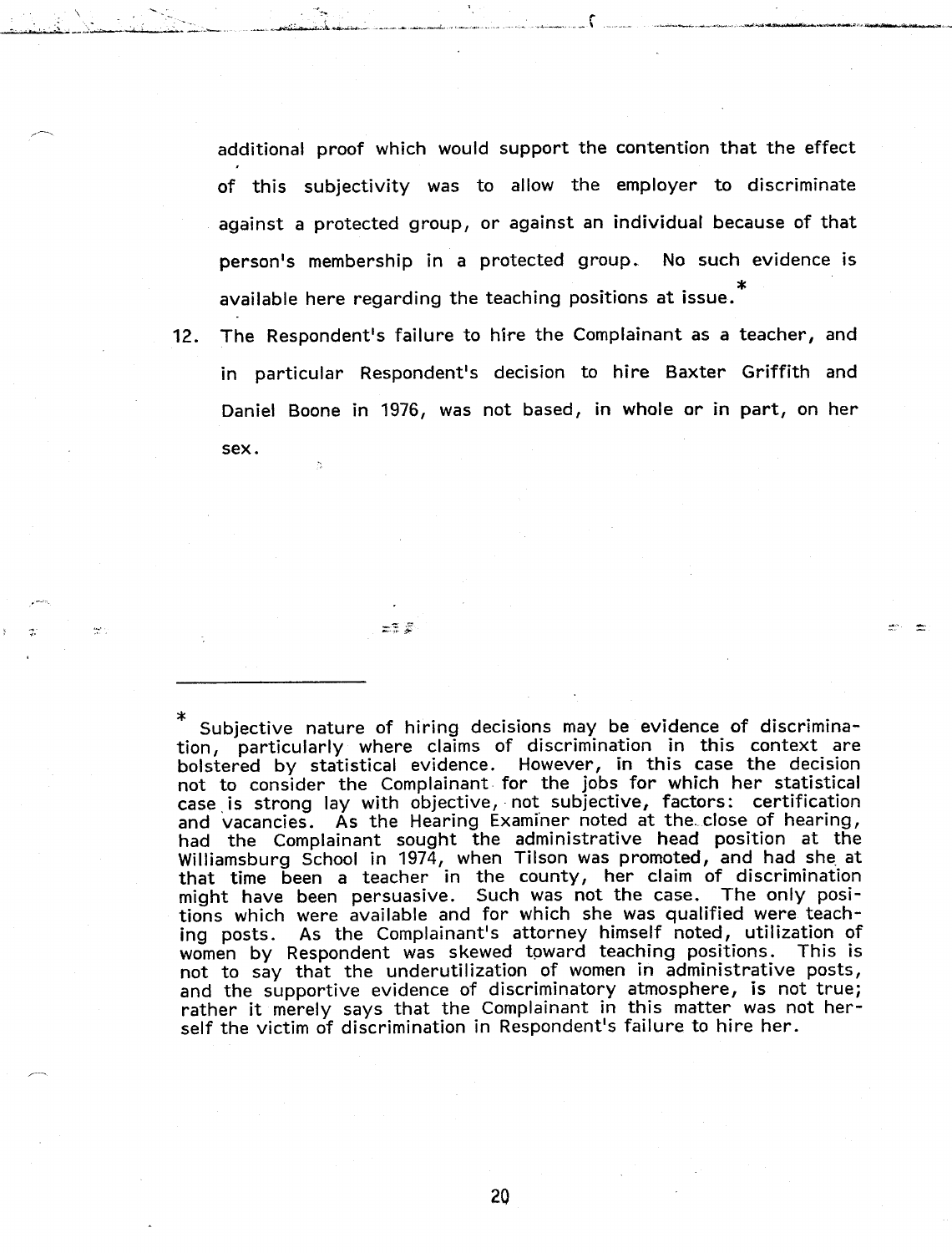additional proof which would support the contention that the effect of this subjectivity was to allow the employer to discriminate against a protected group, or against an individual because of that person's membership in a protected group. No such evidence is available here regarding the teaching positions at issue.*

12. The Respondent's failure to hire the Complainant as a teacher, and in particular Respondent's decision to hire Baxter Griffith and Daniel Boone in 1976, was not based, in whole or in part, on her sex.

---

\* Subjective nature of hiring decisions may be evidence of discrimination, particularly where claims of discrimination in this context are bolstered by statistical evidence. However, in this case the decision not to consider the Complainant for the jobs for which her statistical case is strong lay with objective, not subjective, factors: certification and vacancies. As the Hearing Examiner noted at the close of hearing, had the Complainant sought the administrative head position at the Williamsburg School in 1974, when Tilson was promoted, and had she at that time been a teacher in the county, her claim of discrimination might have been persuasive. Such was not the case. The only positions which were available and for which she was qualified were teaching posts. As the Complainant's attorney himself noted, utilization of women by Respondent was skewed toward teaching positions. This is not to say that the underutilization of women in administrative posts, and the supportive evidence of discriminatory atmosphere, is not true; rather it merely says that the Complainant in this matter was not herself the victim of discrimination in Respondent's failure to hire her.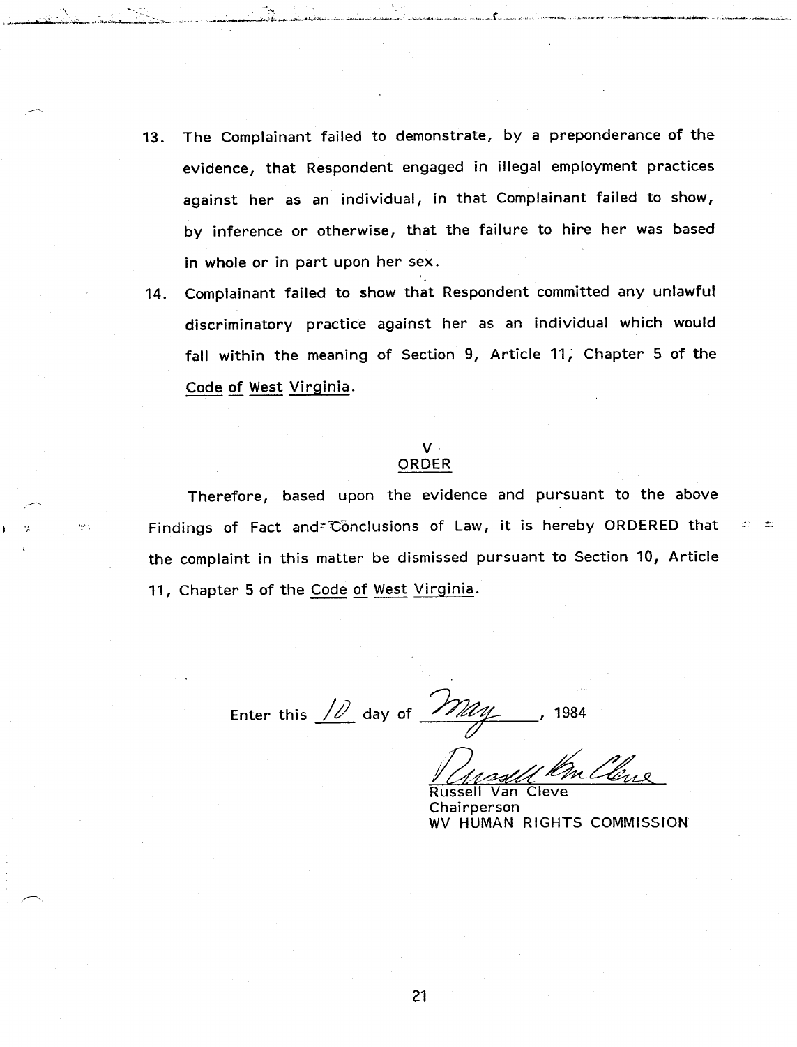13. The Complainant failed to demonstrate, by a preponderance of the evidence, that Respondent engaged in illegal employment practices against her as an individual, in that Complainant failed to show, by inference or otherwise, that the failure to hire her was based in whole or in part upon her sex.

14. Complainant failed to show that Respondent committed any unlawful discriminatory practice against her as an individual which would fall within the meaning of Section 9, Article 11, Chapter 5 of the Code of West Virginia.

## V
## ORDER

Therefore, based upon the evidence and pursuant to the above Findings of Fact and Conclusions of Law, it is hereby ORDERED that the complaint in this matter be dismissed pursuant to Section 10, Article 11, Chapter 5 of the Code of West Virginia.

Enter this 10 day of May, 1984

Russell Van Cleve
Chairperson
WV HUMAN RIGHTS COMMISSION